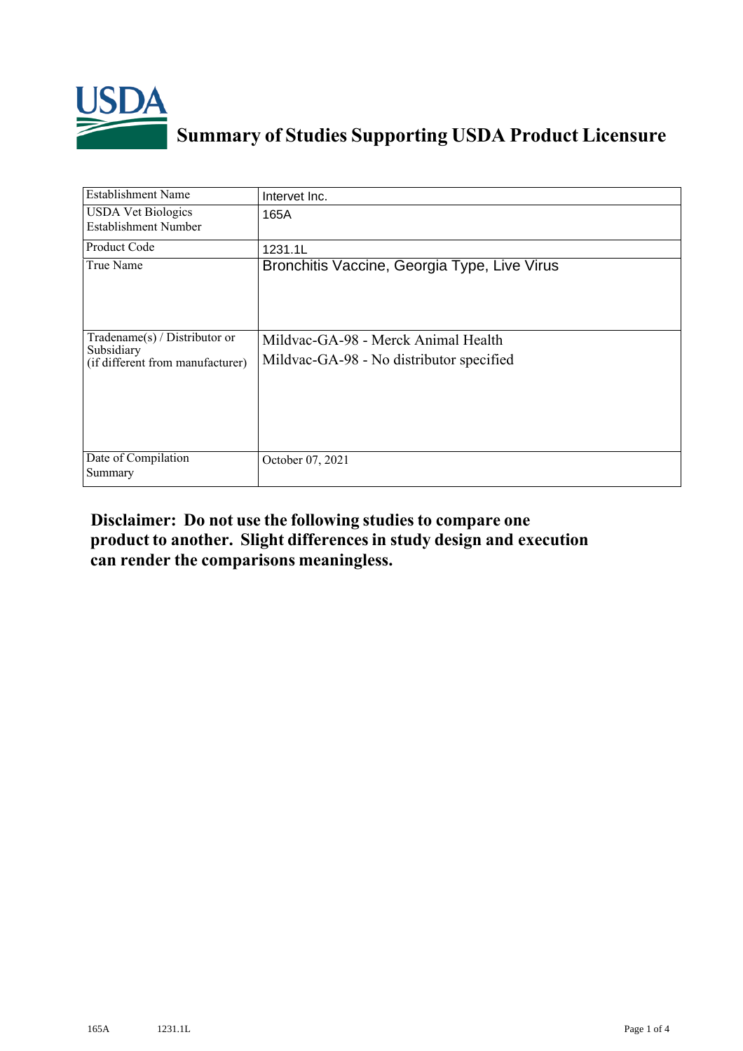# Summary of Studies Supporting USDA Product Licensure

| Establishment Name | Intervet Inc. |
| --- | --- |
| USDA Vet Biologics Establishment Number | 165A |
| Product Code | 1231.1L |
| True Name | Bronchitis Vaccine, Georgia Type, Live Virus |
| Tradename(s) / Distributor or Subsidiary (if different from manufacturer) | Mildvac-GA-98 - Merck Animal Health<br>Mildvac-GA-98 - No distributor specified |
| Date of Compilation Summary | October 07, 2021 |

**Disclaimer: Do not use the following studies to compare one product to another. Slight differences in study design and execution can render the comparisons meaningless.**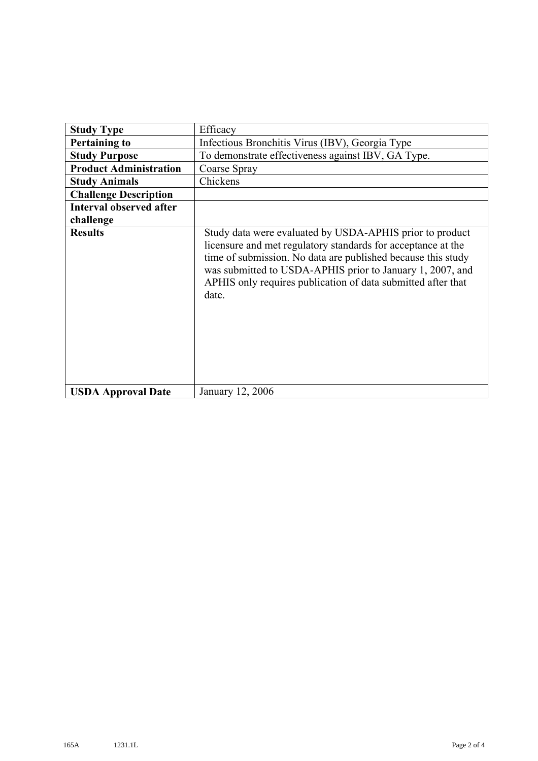| **Study Type** | Efficacy |
|---|---|
| **Pertaining to** | Infectious Bronchitis Virus (IBV), Georgia Type |
| **Study Purpose** | To demonstrate effectiveness against IBV, GA Type. |
| **Product Administration** | Coarse Spray |
| **Study Animals** | Chickens |
| **Challenge Description** | |
| **Interval observed after challenge** | |
| **Results** | Study data were evaluated by USDA-APHIS prior to product licensure and met regulatory standards for acceptance at the time of submission. No data are published because this study was submitted to USDA-APHIS prior to January 1, 2007, and APHIS only requires publication of data submitted after that date. |
| **USDA Approval Date** | January 12, 2006 |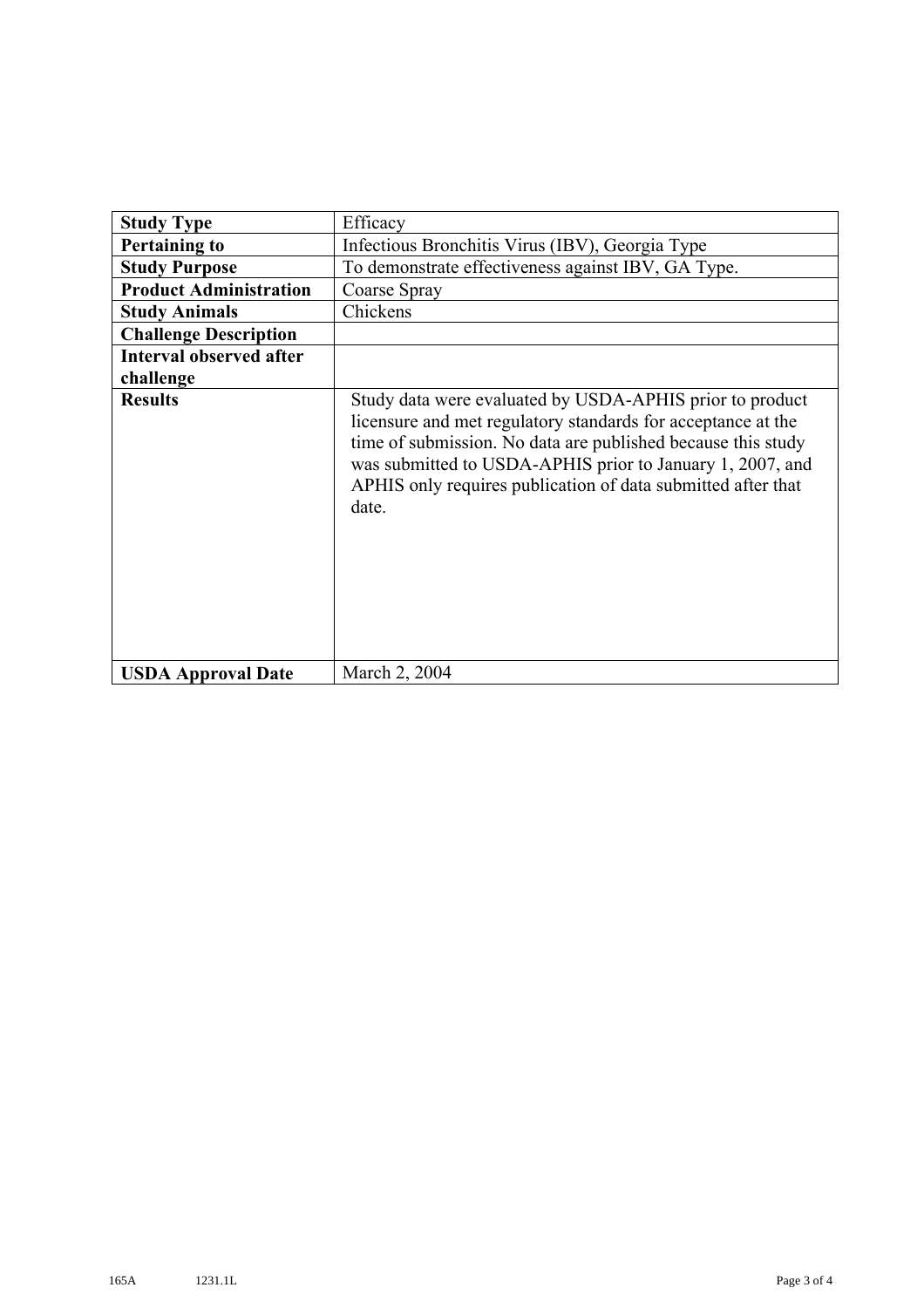| Study Type | Efficacy |
|---|---|
| Pertaining to | Infectious Bronchitis Virus (IBV), Georgia Type |
| Study Purpose | To demonstrate effectiveness against IBV, GA Type. |
| Product Administration | Coarse Spray |
| Study Animals | Chickens |
| Challenge Description | |
| Interval observed after challenge | |
| Results | Study data were evaluated by USDA-APHIS prior to product licensure and met regulatory standards for acceptance at the time of submission. No data are published because this study was submitted to USDA-APHIS prior to January 1, 2007, and APHIS only requires publication of data submitted after that date. |
| USDA Approval Date | March 2, 2004 |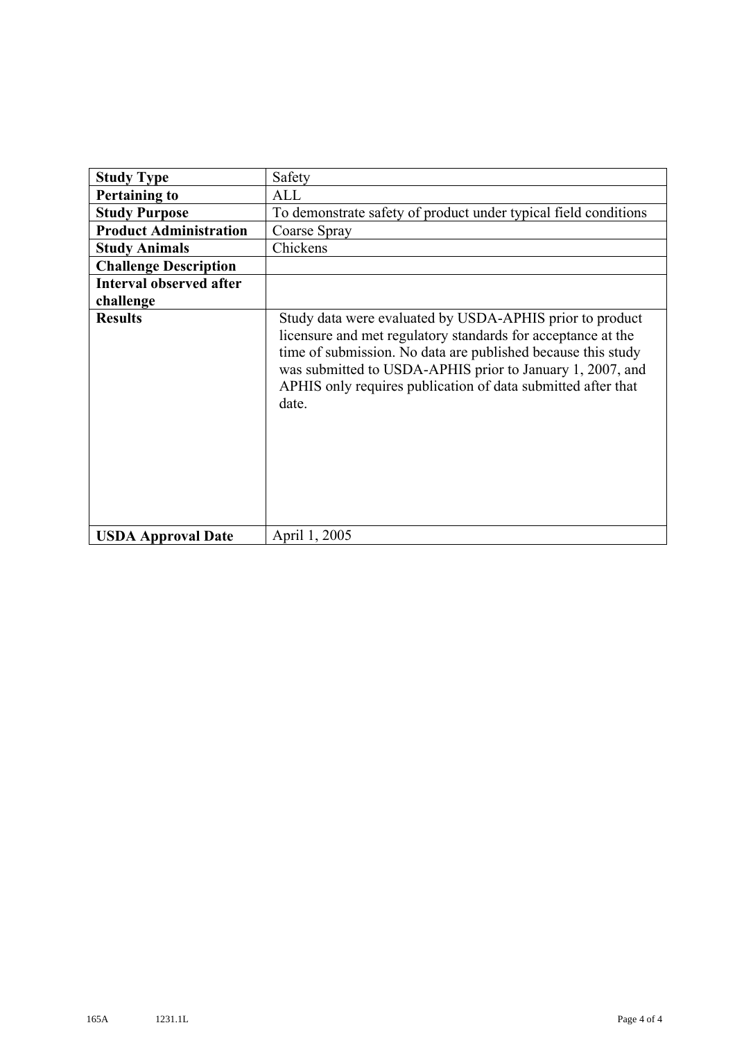| | |
|---|---|
| **Study Type** | Safety |
| **Pertaining to** | ALL |
| **Study Purpose** | To demonstrate safety of product under typical field conditions |
| **Product Administration** | Coarse Spray |
| **Study Animals** | Chickens |
| **Challenge Description** | |
| **Interval observed after challenge** | |
| **Results** | Study data were evaluated by USDA-APHIS prior to product licensure and met regulatory standards for acceptance at the time of submission. No data are published because this study was submitted to USDA-APHIS prior to January 1, 2007, and APHIS only requires publication of data submitted after that date. |
| **USDA Approval Date** | April 1, 2005 |

165A 1231.1L